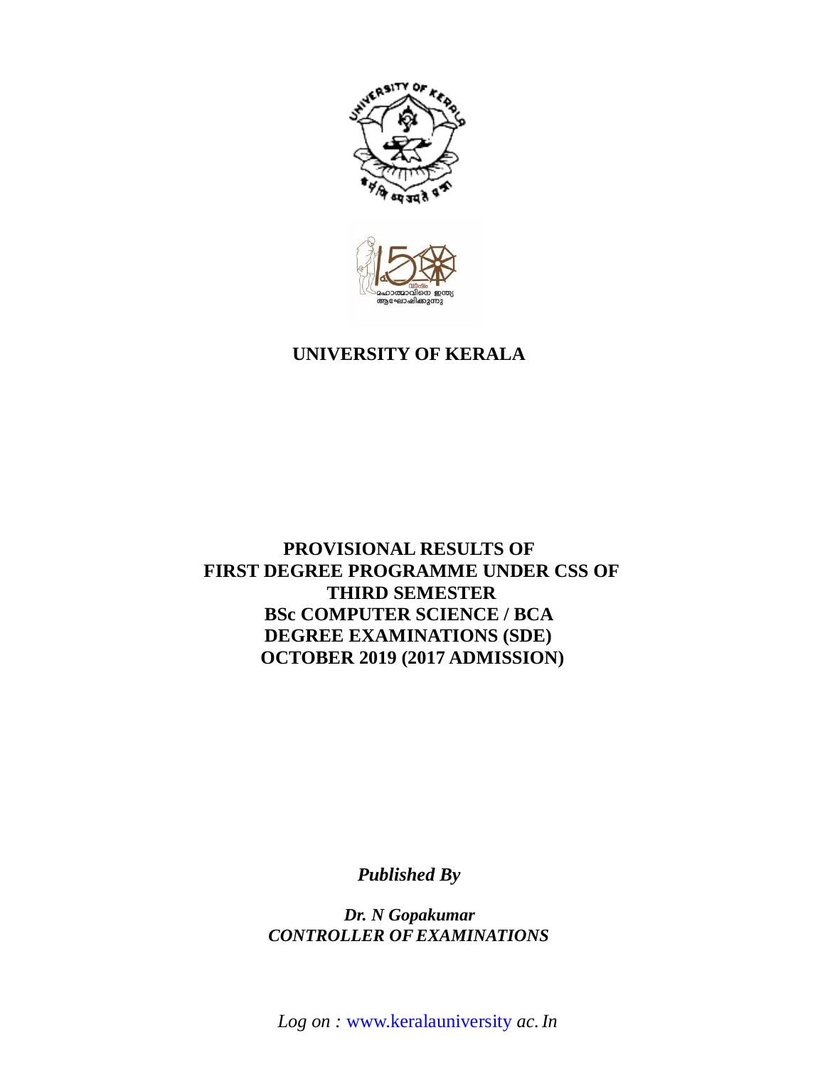# UNIVERSITY OF KERALA

## PROVISIONAL RESULTS OF FIRST DEGREE PROGRAMME UNDER CSS OF THIRD SEMESTER BSc COMPUTER SCIENCE / BCA DEGREE EXAMINATIONS (SDE) OCTOBER 2019 (2017 ADMISSION)

***Published By***

***Dr. N Gopakumar***
***CONTROLLER OF EXAMINATIONS***

*Log on :* www.keralauniversity *ac. In*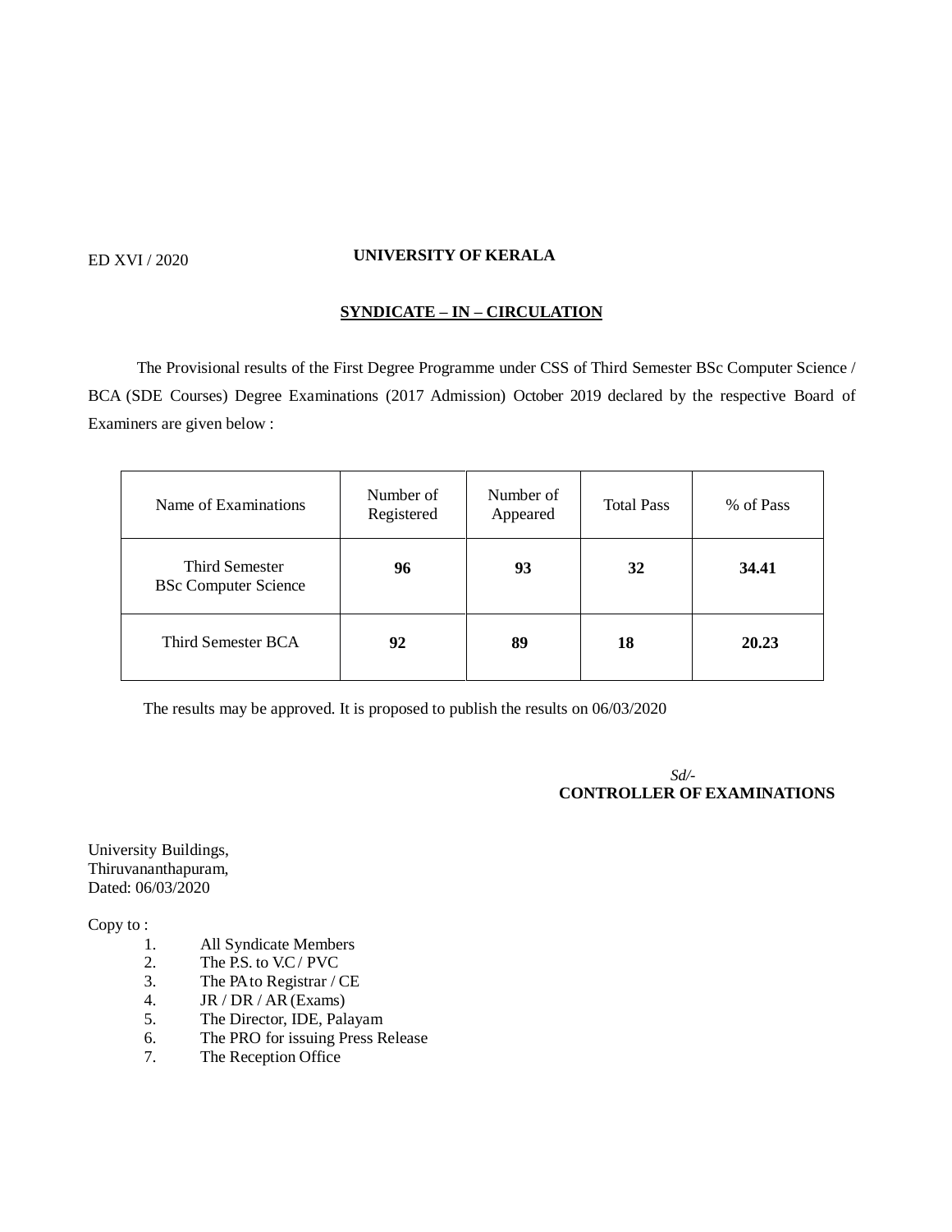ED XVI / 2020

**UNIVERSITY OF KERALA**

**SYNDICATE – IN – CIRCULATION**

The Provisional results of the First Degree Programme under CSS of Third Semester BSc Computer Science / BCA (SDE Courses) Degree Examinations (2017 Admission) October 2019 declared by the respective Board of Examiners are given below :

| Name of Examinations | Number of Registered | Number of Appeared | Total Pass | % of Pass |
|---|---|---|---|---|
| Third Semester BSc Computer Science | **96** | **93** | **32** | **34.41** |
| Third Semester BCA | **92** | **89** | **18** | **20.23** |

The results may be approved. It is proposed to publish the results on 06/03/2020

*Sd/-*
**CONTROLLER OF EXAMINATIONS**

University Buildings,
Thiruvananthapuram,
Dated: 06/03/2020

Copy to :

1. All Syndicate Members
2. The P.S. to V.C / PVC
3. The PA to Registrar / CE
4. JR / DR / AR (Exams)
5. The Director, IDE, Palayam
6. The PRO for issuing Press Release
7. The Reception Office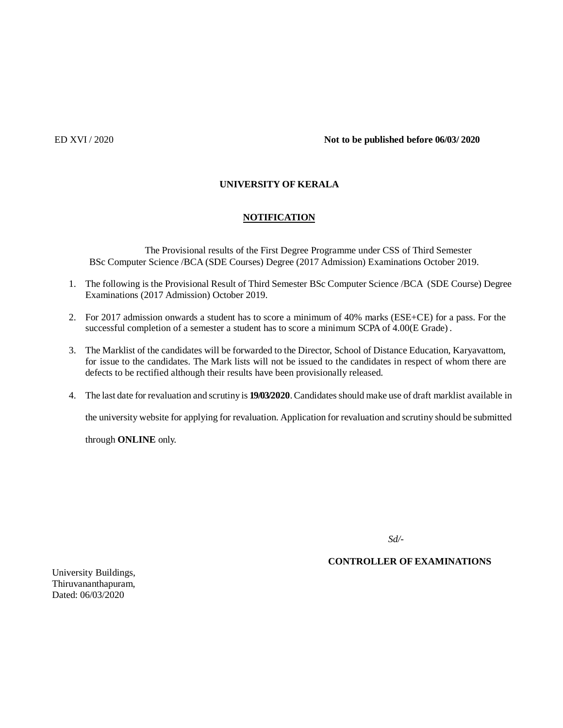ED XVI / 2020 **Not to be published before 06/03/ 2020**

# UNIVERSITY OF KERALA

## NOTIFICATION

The Provisional results of the First Degree Programme under CSS of Third Semester BSc Computer Science /BCA (SDE Courses) Degree (2017 Admission) Examinations October 2019.

1. The following is the Provisional Result of Third Semester BSc Computer Science /BCA (SDE Course) Degree Examinations (2017 Admission) October 2019.

2. For 2017 admission onwards a student has to score a minimum of 40% marks (ESE+CE) for a pass. For the successful completion of a semester a student has to score a minimum SCPA of 4.00(E Grade) .

3. The Marklist of the candidates will be forwarded to the Director, School of Distance Education, Karyavattom, for issue to the candidates. The Mark lists will not be issued to the candidates in respect of whom there are defects to be rectified although their results have been provisionally released.

4. The last date for revaluation and scrutiny is **19/03/2020**. Candidates should make use of draft marklist available in the university website for applying for revaluation. Application for revaluation and scrutiny should be submitted through **ONLINE** only.

*Sd/-*

**CONTROLLER OF EXAMINATIONS**

University Buildings,
Thiruvananthapuram,
Dated: 06/03/2020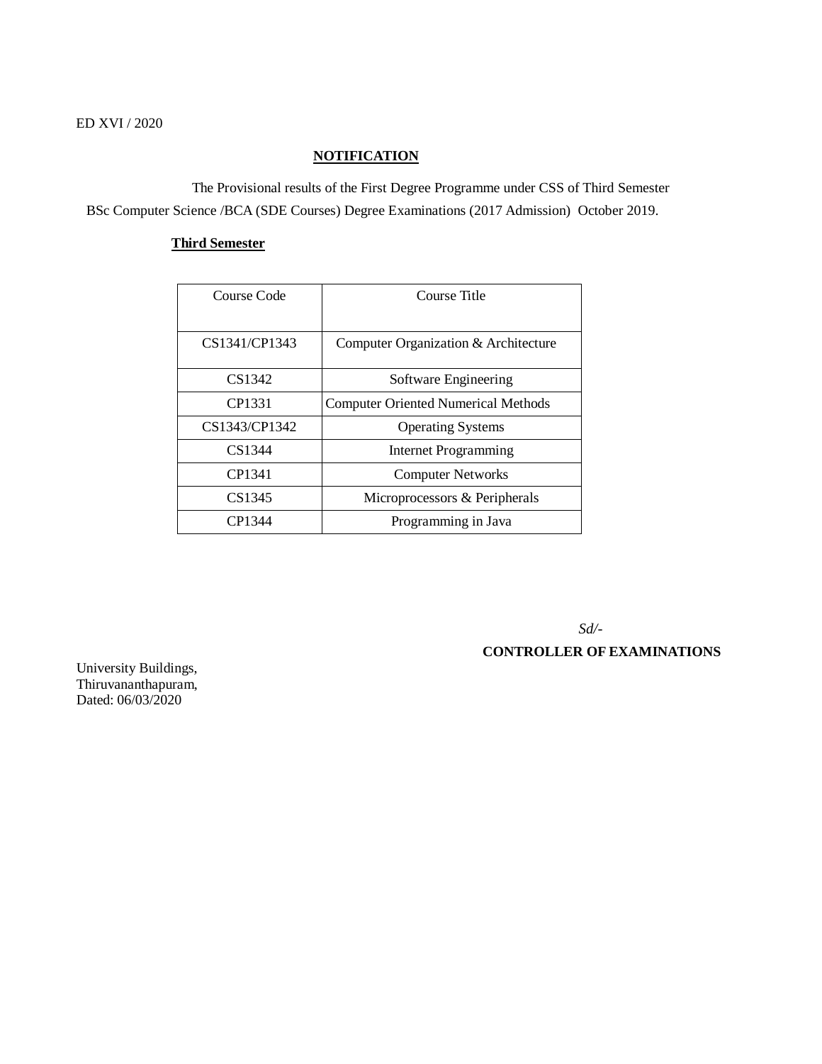ED XVI / 2020

## NOTIFICATION

The Provisional results of the First Degree Programme under CSS of Third Semester BSc Computer Science /BCA (SDE Courses) Degree Examinations (2017 Admission) October 2019.

**Third Semester**

| Course Code | Course Title |
|---|---|
| CS1341/CP1343 | Computer Organization & Architecture |
| CS1342 | Software Engineering |
| CP1331 | Computer Oriented Numerical Methods |
| CS1343/CP1342 | Operating Systems |
| CS1344 | Internet Programming |
| CP1341 | Computer Networks |
| CS1345 | Microprocessors & Peripherals |
| CP1344 | Programming in Java |

*Sd/-*

**CONTROLLER OF EXAMINATIONS**

University Buildings,
Thiruvananthapuram,
Dated: 06/03/2020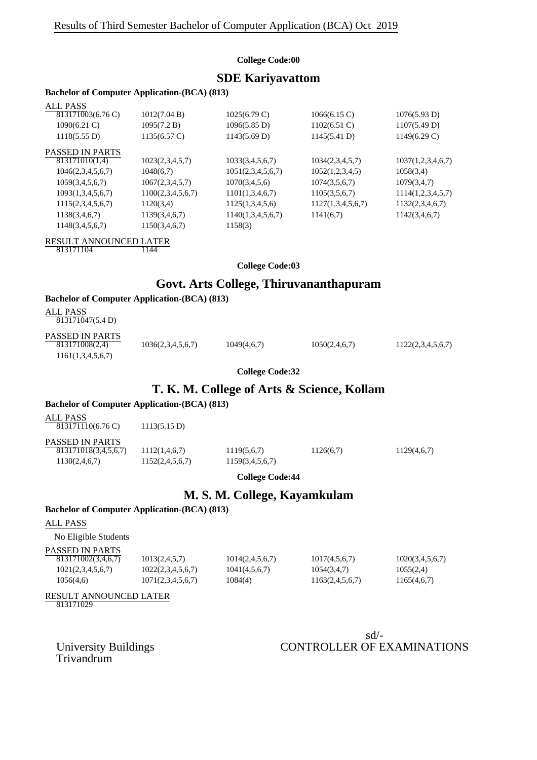Results of Third Semester Bachelor of Computer Application (BCA) Oct 2019

**College Code:00**

## SDE Kariyavattom

**Bachelor of Computer Application-(BCA) (813)**

ALL PASS

| | | | | |
|---|---|---|---|---|
| 813171003(6.76 C) | 1012(7.04 B) | 1025(6.79 C) | 1066(6.15 C) | 1076(5.93 D) |
| 1090(6.21 C) | 1095(7.2 B) | 1096(5.85 D) | 1102(6.51 C) | 1107(5.49 D) |
| 1118(5.55 D) | 1135(6.57 C) | 1143(5.69 D) | 1145(5.41 D) | 1149(6.29 C) |

PASSED IN PARTS

| | | | | |
|---|---|---|---|---|
| 813171010(1,4) | 1023(2,3,4,5,7) | 1033(3,4,5,6,7) | 1034(2,3,4,5,7) | 1037(1,2,3,4,6,7) |
| 1046(2,3,4,5,6,7) | 1048(6,7) | 1051(2,3,4,5,6,7) | 1052(1,2,3,4,5) | 1058(3,4) |
| 1059(3,4,5,6,7) | 1067(2,3,4,5,7) | 1070(3,4,5,6) | 1074(3,5,6,7) | 1079(3,4,7) |
| 1093(1,3,4,5,6,7) | 1100(2,3,4,5,6,7) | 1101(1,3,4,6,7) | 1105(3,5,6,7) | 1114(1,2,3,4,5,7) |
| 1115(2,3,4,5,6,7) | 1120(3,4) | 1125(1,3,4,5,6) | 1127(1,3,4,5,6,7) | 1132(2,3,4,6,7) |
| 1138(3,4,6,7) | 1139(3,4,6,7) | 1140(1,3,4,5,6,7) | 1141(6,7) | 1142(3,4,6,7) |
| 1148(3,4,5,6,7) | 1150(3,4,6,7) | 1158(3) | | |

RESULT ANNOUNCED LATER

813171104 1144

**College Code:03**

## Govt. Arts College, Thiruvananthapuram

**Bachelor of Computer Application-(BCA) (813)**

ALL PASS

813171047(5.4 D)

PASSED IN PARTS

| | | | | |
|---|---|---|---|---|
| 813171008(2,4) | 1036(2,3,4,5,6,7) | 1049(4,6,7) | 1050(2,4,6,7) | 1122(2,3,4,5,6,7) |
| 1161(1,3,4,5,6,7) | | | | |

**College Code:32**

## T. K. M. College of Arts & Science, Kollam

**Bachelor of Computer Application-(BCA) (813)**

ALL PASS

813171110(6.76 C) 1113(5.15 D)

PASSED IN PARTS

| | | | | |
|---|---|---|---|---|
| 813171018(3,4,5,6,7) | 1112(1,4,6,7) | 1119(5,6,7) | 1126(6,7) | 1129(4,6,7) |
| 1130(2,4,6,7) | 1152(2,4,5,6,7) | 1159(3,4,5,6,7) | | |

**College Code:44**

## M. S. M. College, Kayamkulam

**Bachelor of Computer Application-(BCA) (813)**

ALL PASS

No Eligible Students

PASSED IN PARTS

| | | | | |
|---|---|---|---|---|
| 813171002(3,4,6,7) | 1013(2,4,5,7) | 1014(2,4,5,6,7) | 1017(4,5,6,7) | 1020(3,4,5,6,7) |
| 1021(2,3,4,5,6,7) | 1022(2,3,4,5,6,7) | 1041(4,5,6,7) | 1054(3,4,7) | 1055(2,4) |
| 1056(4,6) | 1071(2,3,4,5,6,7) | 1084(4) | 1163(2,4,5,6,7) | 1165(4,6,7) |

RESULT ANNOUNCED LATER

813171029

University Buildings
Trivandrum

sd/-
CONTROLLER OF EXAMINATIONS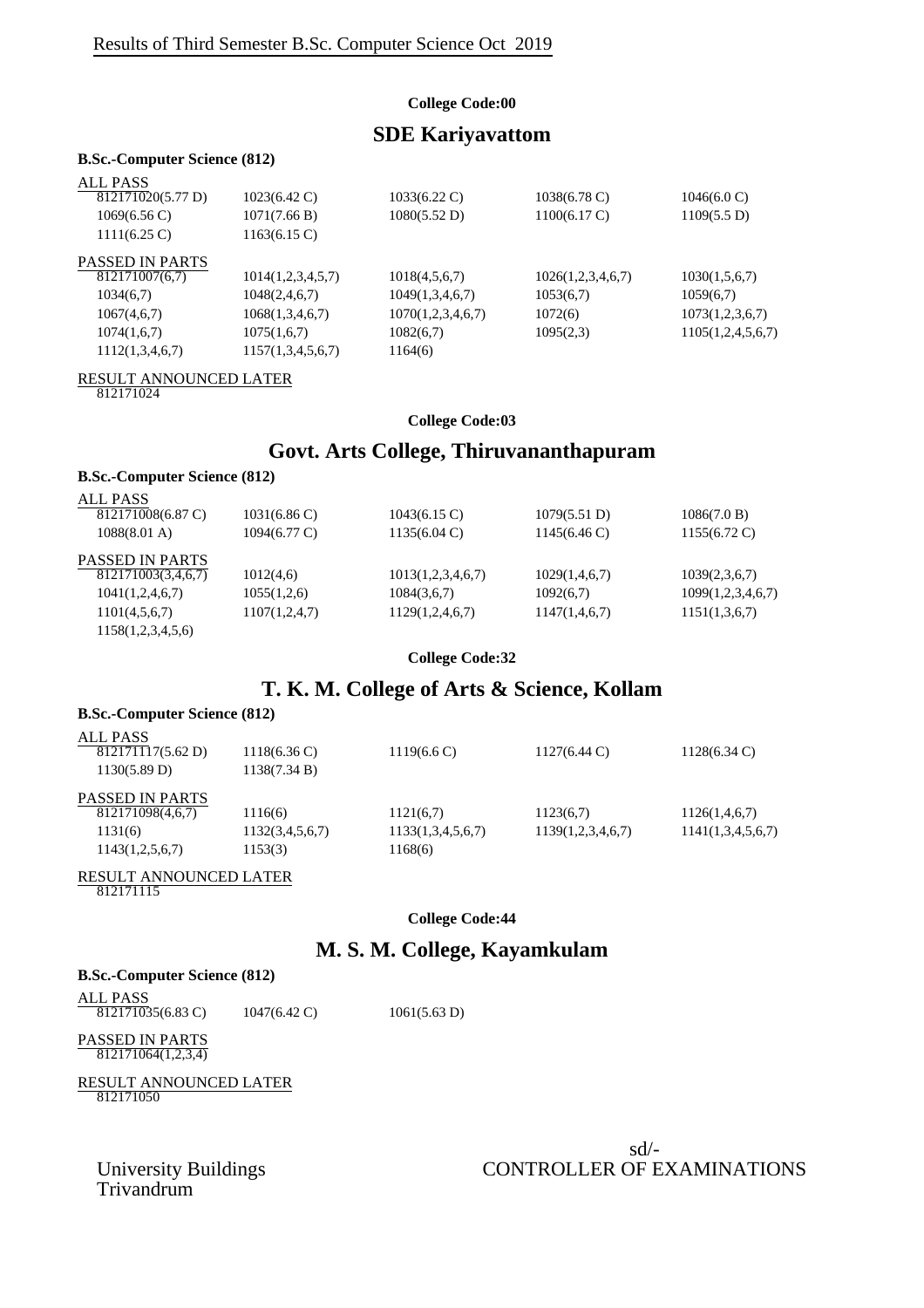Results of Third Semester B.Sc. Computer Science Oct 2019

**College Code:00**

## SDE Kariyavattom

**B.Sc.-Computer Science (812)**

ALL PASS

| | | | | |
|---|---|---|---|---|
| 812171020(5.77 D) | 1023(6.42 C) | 1033(6.22 C) | 1038(6.78 C) | 1046(6.0 C) |
| 1069(6.56 C) | 1071(7.66 B) | 1080(5.52 D) | 1100(6.17 C) | 1109(5.5 D) |
| 1111(6.25 C) | 1163(6.15 C) | | | |

PASSED IN PARTS

| | | | | |
|---|---|---|---|---|
| 812171007(6,7) | 1014(1,2,3,4,5,7) | 1018(4,5,6,7) | 1026(1,2,3,4,6,7) | 1030(1,5,6,7) |
| 1034(6,7) | 1048(2,4,6,7) | 1049(1,3,4,6,7) | 1053(6,7) | 1059(6,7) |
| 1067(4,6,7) | 1068(1,3,4,6,7) | 1070(1,2,3,4,6,7) | 1072(6) | 1073(1,2,3,6,7) |
| 1074(1,6,7) | 1075(1,6,7) | 1082(6,7) | 1095(2,3) | 1105(1,2,4,5,6,7) |
| 1112(1,3,4,6,7) | 1157(1,3,4,5,6,7) | 1164(6) | | |

RESULT ANNOUNCED LATER

812171024

**College Code:03**

## Govt. Arts College, Thiruvananthapuram

**B.Sc.-Computer Science (812)**

ALL PASS

| | | | | |
|---|---|---|---|---|
| 812171008(6.87 C) | 1031(6.86 C) | 1043(6.15 C) | 1079(5.51 D) | 1086(7.0 B) |
| 1088(8.01 A) | 1094(6.77 C) | 1135(6.04 C) | 1145(6.46 C) | 1155(6.72 C) |

PASSED IN PARTS

| | | | | |
|---|---|---|---|---|
| 812171003(3,4,6,7) | 1012(4,6) | 1013(1,2,3,4,6,7) | 1029(1,4,6,7) | 1039(2,3,6,7) |
| 1041(1,2,4,6,7) | 1055(1,2,6) | 1084(3,6,7) | 1092(6,7) | 1099(1,2,3,4,6,7) |
| 1101(4,5,6,7) | 1107(1,2,4,7) | 1129(1,2,4,6,7) | 1147(1,4,6,7) | 1151(1,3,6,7) |
| 1158(1,2,3,4,5,6) | | | | |

**College Code:32**

## T. K. M. College of Arts & Science, Kollam

**B.Sc.-Computer Science (812)**

ALL PASS

| | | | | |
|---|---|---|---|---|
| 812171117(5.62 D) | 1118(6.36 C) | 1119(6.6 C) | 1127(6.44 C) | 1128(6.34 C) |
| 1130(5.89 D) | 1138(7.34 B) | | | |

PASSED IN PARTS

| | | | | |
|---|---|---|---|---|
| 812171098(4,6,7) | 1116(6) | 1121(6,7) | 1123(6,7) | 1126(1,4,6,7) |
| 1131(6) | 1132(3,4,5,6,7) | 1133(1,3,4,5,6,7) | 1139(1,2,3,4,6,7) | 1141(1,3,4,5,6,7) |
| 1143(1,2,5,6,7) | 1153(3) | 1168(6) | | |

RESULT ANNOUNCED LATER

812171115

**College Code:44**

## M. S. M. College, Kayamkulam

**B.Sc.-Computer Science (812)**

ALL PASS

| | | |
|---|---|---|
| 812171035(6.83 C) | 1047(6.42 C) | 1061(5.63 D) |

PASSED IN PARTS

812171064(1,2,3,4)

RESULT ANNOUNCED LATER

812171050

sd/-

University Buildings
Trivandrum

CONTROLLER OF EXAMINATIONS